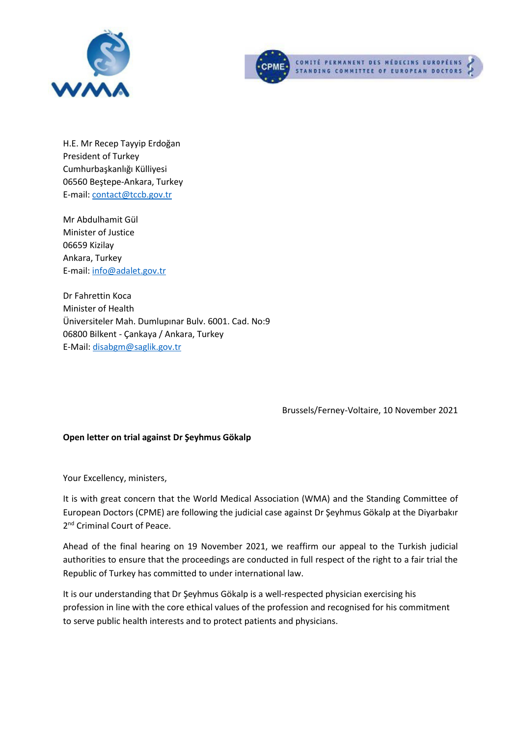COMITÉ PERMANENT DES MÉDECINS EUROPÉENS
STANDING COMMITTEE OF EUROPEAN DOCTORS

H.E. Mr Recep Tayyip Erdoğan
President of Turkey
Cumhurbaşkanlığı Külliyesi
06560 Beştepe-Ankara, Turkey
E-mail: contact@tccb.gov.tr

Mr Abdulhamit Gül
Minister of Justice
06659 Kizilay
Ankara, Turkey
E-mail: info@adalet.gov.tr

Dr Fahrettin Koca
Minister of Health
Üniversiteler Mah. Dumlupınar Bulv. 6001. Cad. No:9
06800 Bilkent - Çankaya / Ankara, Turkey
E-Mail: disabgm@saglik.gov.tr

Brussels/Ferney-Voltaire, 10 November 2021

**Open letter on trial against Dr Şeyhmus Gökalp**

Your Excellency, ministers,

It is with great concern that the World Medical Association (WMA) and the Standing Committee of European Doctors (CPME) are following the judicial case against Dr Şeyhmus Gökalp at the Diyarbakır 2nd Criminal Court of Peace.

Ahead of the final hearing on 19 November 2021, we reaffirm our appeal to the Turkish judicial authorities to ensure that the proceedings are conducted in full respect of the right to a fair trial the Republic of Turkey has committed to under international law.

It is our understanding that Dr Şeyhmus Gökalp is a well-respected physician exercising his profession in line with the core ethical values of the profession and recognised for his commitment to serve public health interests and to protect patients and physicians.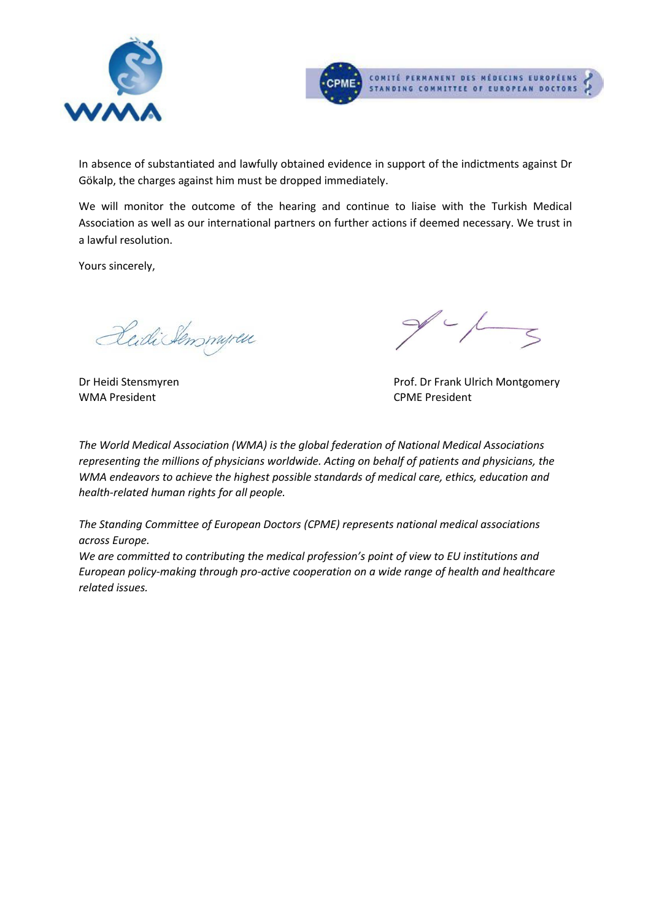In absence of substantiated and lawfully obtained evidence in support of the indictments against Dr Gökalp, the charges against him must be dropped immediately.

We will monitor the outcome of the hearing and continue to liaise with the Turkish Medical Association as well as our international partners on further actions if deemed necessary. We trust in a lawful resolution.

Yours sincerely,

Dr Heidi Stensmyren
WMA President

Prof. Dr Frank Ulrich Montgomery
CPME President

*The World Medical Association (WMA) is the global federation of National Medical Associations representing the millions of physicians worldwide. Acting on behalf of patients and physicians, the WMA endeavors to achieve the highest possible standards of medical care, ethics, education and health-related human rights for all people.*

*The Standing Committee of European Doctors (CPME) represents national medical associations across Europe.*
*We are committed to contributing the medical profession's point of view to EU institutions and European policy-making through pro-active cooperation on a wide range of health and healthcare related issues.*